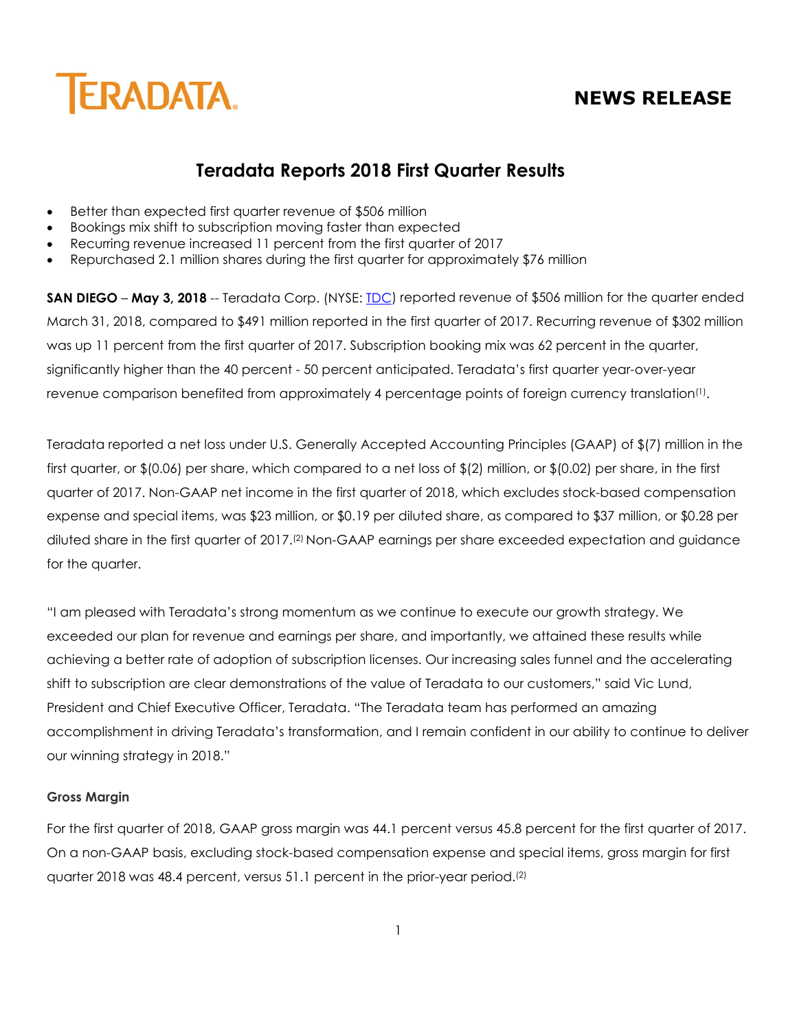TERADATA

**NEWS RELEASE**

# Teradata Reports 2018 First Quarter Results

- Better than expected first quarter revenue of $506 million
- Bookings mix shift to subscription moving faster than expected
- Recurring revenue increased 11 percent from the first quarter of 2017
- Repurchased 2.1 million shares during the first quarter for approximately $76 million

**SAN DIEGO** – **May 3, 2018** -- Teradata Corp. (NYSE: TDC) reported revenue of $506 million for the quarter ended March 31, 2018, compared to $491 million reported in the first quarter of 2017. Recurring revenue of $302 million was up 11 percent from the first quarter of 2017. Subscription booking mix was 62 percent in the quarter, significantly higher than the 40 percent - 50 percent anticipated. Teradata's first quarter year-over-year revenue comparison benefited from approximately 4 percentage points of foreign currency translation[1].

Teradata reported a net loss under U.S. Generally Accepted Accounting Principles (GAAP) of $(7) million in the first quarter, or $(0.06) per share, which compared to a net loss of $(2) million, or $(0.02) per share, in the first quarter of 2017. Non-GAAP net income in the first quarter of 2018, which excludes stock-based compensation expense and special items, was $23 million, or $0.19 per diluted share, as compared to $37 million, or $0.28 per diluted share in the first quarter of 2017.[2] Non-GAAP earnings per share exceeded expectation and guidance for the quarter.

"I am pleased with Teradata's strong momentum as we continue to execute our growth strategy. We exceeded our plan for revenue and earnings per share, and importantly, we attained these results while achieving a better rate of adoption of subscription licenses. Our increasing sales funnel and the accelerating shift to subscription are clear demonstrations of the value of Teradata to our customers," said Vic Lund, President and Chief Executive Officer, Teradata. "The Teradata team has performed an amazing accomplishment in driving Teradata's transformation, and I remain confident in our ability to continue to deliver our winning strategy in 2018."

**Gross Margin**

For the first quarter of 2018, GAAP gross margin was 44.1 percent versus 45.8 percent for the first quarter of 2017. On a non-GAAP basis, excluding stock-based compensation expense and special items, gross margin for first quarter 2018 was 48.4 percent, versus 51.1 percent in the prior-year period.[2]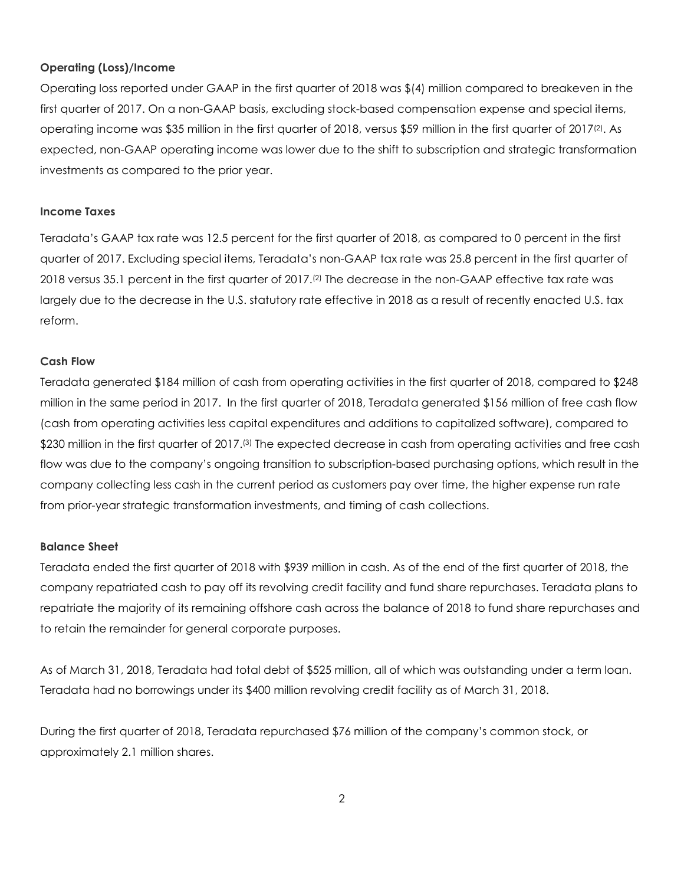**Operating (Loss)/Income**

Operating loss reported under GAAP in the first quarter of 2018 was $(4) million compared to breakeven in the first quarter of 2017. On a non-GAAP basis, excluding stock-based compensation expense and special items, operating income was $35 million in the first quarter of 2018, versus $59 million in the first quarter of 2017[2]. As expected, non-GAAP operating income was lower due to the shift to subscription and strategic transformation investments as compared to the prior year.

**Income Taxes**

Teradata's GAAP tax rate was 12.5 percent for the first quarter of 2018, as compared to 0 percent in the first quarter of 2017. Excluding special items, Teradata's non-GAAP tax rate was 25.8 percent in the first quarter of 2018 versus 35.1 percent in the first quarter of 2017.[2] The decrease in the non-GAAP effective tax rate was largely due to the decrease in the U.S. statutory rate effective in 2018 as a result of recently enacted U.S. tax reform.

**Cash Flow**

Teradata generated $184 million of cash from operating activities in the first quarter of 2018, compared to $248 million in the same period in 2017. In the first quarter of 2018, Teradata generated $156 million of free cash flow (cash from operating activities less capital expenditures and additions to capitalized software), compared to $230 million in the first quarter of 2017.[3] The expected decrease in cash from operating activities and free cash flow was due to the company's ongoing transition to subscription-based purchasing options, which result in the company collecting less cash in the current period as customers pay over time, the higher expense run rate from prior-year strategic transformation investments, and timing of cash collections.

**Balance Sheet**

Teradata ended the first quarter of 2018 with $939 million in cash. As of the end of the first quarter of 2018, the company repatriated cash to pay off its revolving credit facility and fund share repurchases. Teradata plans to repatriate the majority of its remaining offshore cash across the balance of 2018 to fund share repurchases and to retain the remainder for general corporate purposes.

As of March 31, 2018, Teradata had total debt of $525 million, all of which was outstanding under a term loan. Teradata had no borrowings under its $400 million revolving credit facility as of March 31, 2018.

During the first quarter of 2018, Teradata repurchased $76 million of the company's common stock, or approximately 2.1 million shares.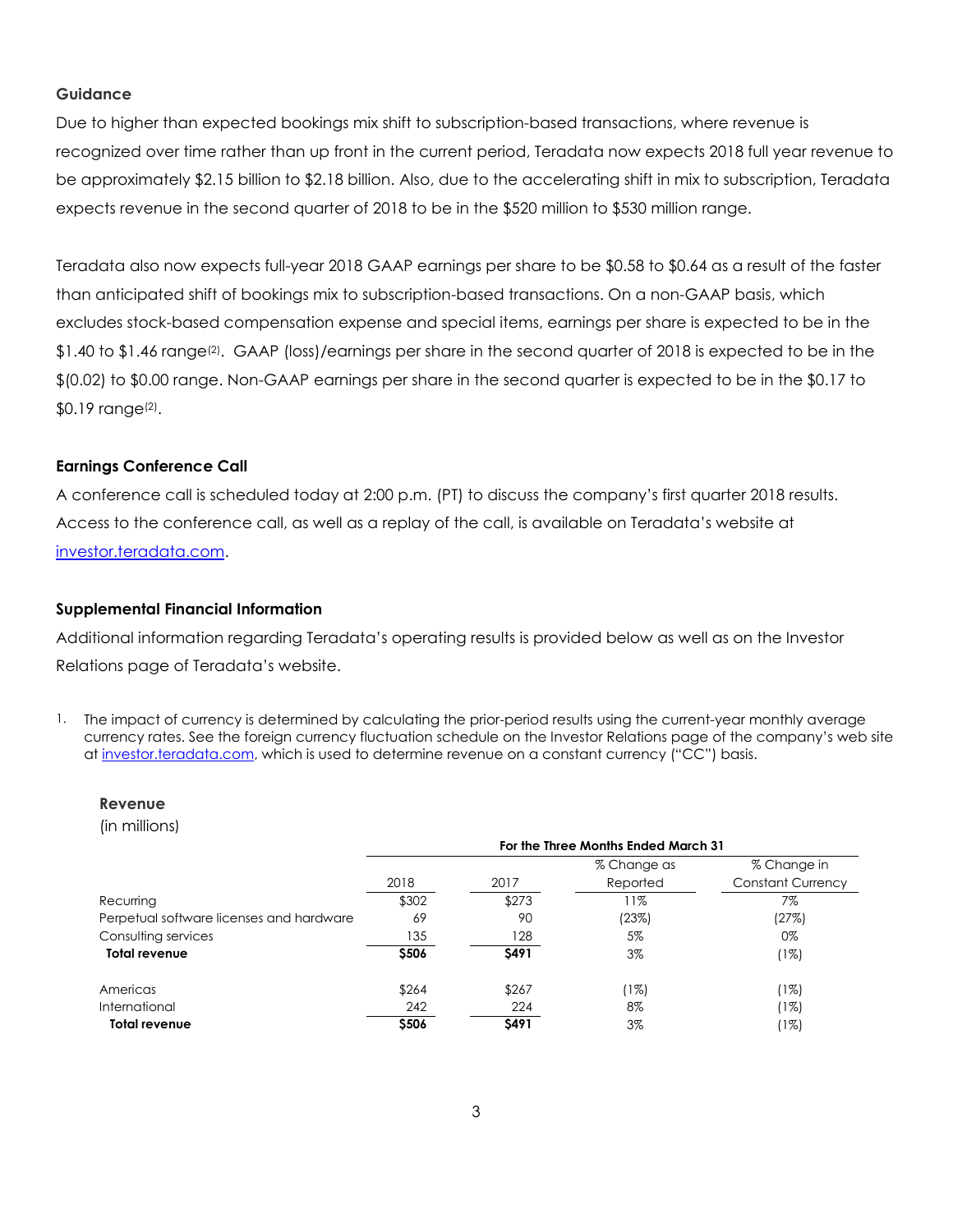### Guidance

Due to higher than expected bookings mix shift to subscription-based transactions, where revenue is recognized over time rather than up front in the current period, Teradata now expects 2018 full year revenue to be approximately $2.15 billion to $2.18 billion. Also, due to the accelerating shift in mix to subscription, Teradata expects revenue in the second quarter of 2018 to be in the $520 million to $530 million range.

Teradata also now expects full-year 2018 GAAP earnings per share to be $0.58 to $0.64 as a result of the faster than anticipated shift of bookings mix to subscription-based transactions. On a non-GAAP basis, which excludes stock-based compensation expense and special items, earnings per share is expected to be in the $1.40 to $1.46 range(2). GAAP (loss)/earnings per share in the second quarter of 2018 is expected to be in the $(0.02) to $0.00 range. Non-GAAP earnings per share in the second quarter is expected to be in the $0.17 to $0.19 range(2).

### Earnings Conference Call

A conference call is scheduled today at 2:00 p.m. (PT) to discuss the company's first quarter 2018 results. Access to the conference call, as well as a replay of the call, is available on Teradata's website at investor.teradata.com.

### Supplemental Financial Information

Additional information regarding Teradata's operating results is provided below as well as on the Investor Relations page of Teradata's website.

1. The impact of currency is determined by calculating the prior-period results using the current-year monthly average currency rates. See the foreign currency fluctuation schedule on the Investor Relations page of the company's web site at investor.teradata.com, which is used to determine revenue on a constant currency ("CC") basis.

**Revenue**
(in millions)

| | For the Three Months Ended March 31 | | | |
|---|---|---|---|---|
| | 2018 | 2017 | % Change as Reported | % Change in Constant Currency |
| Recurring | $302 | $273 | 11% | 7% |
| Perpetual software licenses and hardware | 69 | 90 | (23%) | (27%) |
| Consulting services | 135 | 128 | 5% | 0% |
| **Total revenue** | **$506** | **$491** | 3% | (1%) |
| | | | | |
| Americas | $264 | $267 | (1%) | (1%) |
| International | 242 | 224 | 8% | (1%) |
| **Total revenue** | **$506** | **$491** | 3% | (1%) |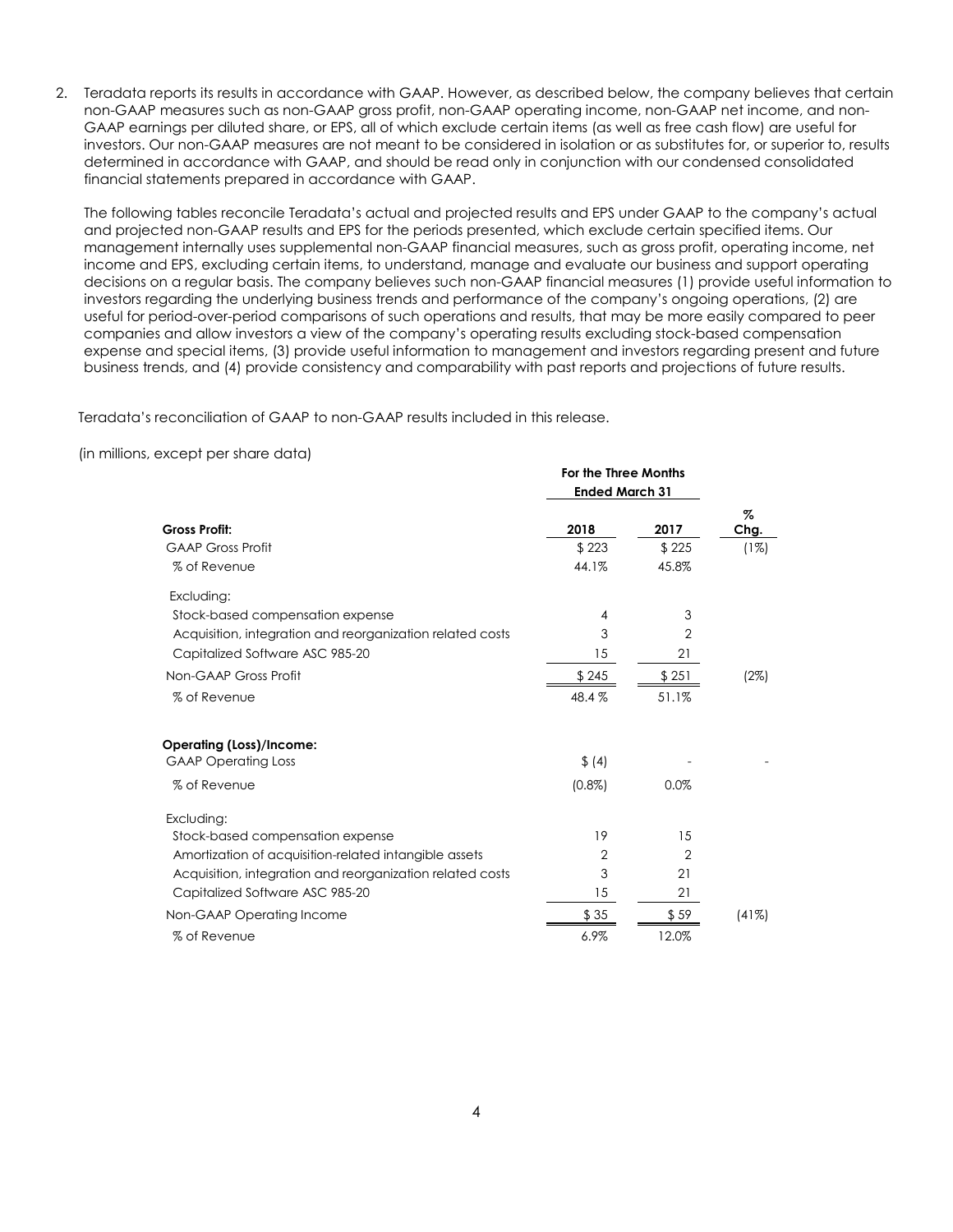2. Teradata reports its results in accordance with GAAP. However, as described below, the company believes that certain non-GAAP measures such as non-GAAP gross profit, non-GAAP operating income, non-GAAP net income, and non-GAAP earnings per diluted share, or EPS, all of which exclude certain items (as well as free cash flow) are useful for investors. Our non-GAAP measures are not meant to be considered in isolation or as substitutes for, or superior to, results determined in accordance with GAAP, and should be read only in conjunction with our condensed consolidated financial statements prepared in accordance with GAAP.

   The following tables reconcile Teradata's actual and projected results and EPS under GAAP to the company's actual and projected non-GAAP results and EPS for the periods presented, which exclude certain specified items. Our management internally uses supplemental non-GAAP financial measures, such as gross profit, operating income, net income and EPS, excluding certain items, to understand, manage and evaluate our business and support operating decisions on a regular basis. The company believes such non-GAAP financial measures (1) provide useful information to investors regarding the underlying business trends and performance of the company's ongoing operations, (2) are useful for period-over-period comparisons of such operations and results, that may be more easily compared to peer companies and allow investors a view of the company's operating results excluding stock-based compensation expense and special items, (3) provide useful information to management and investors regarding present and future business trends, and (4) provide consistency and comparability with past reports and projections of future results.

Teradata's reconciliation of GAAP to non-GAAP results included in this release.

(in millions, except per share data)

| | For the Three Months Ended March 31 | | |
|---|---|---|---|
| **Gross Profit:** | **2018** | **2017** | **% Chg.** |
| GAAP Gross Profit | $ 223 | $ 225 | (1%) |
| % of Revenue | 44.1% | 45.8% | |
| Excluding: | | | |
| Stock-based compensation expense | 4 | 3 | |
| Acquisition, integration and reorganization related costs | 3 | 2 | |
| Capitalized Software ASC 985-20 | 15 | 21 | |
| Non-GAAP Gross Profit | $ 245 | $ 251 | (2%) |
| % of Revenue | 48.4 % | 51.1% | |
| | | | |
| **Operating (Loss)/Income:** | | | |
| GAAP Operating Loss | $ (4) | - | - |
| % of Revenue | (0.8%) | 0.0% | |
| Excluding: | | | |
| Stock-based compensation expense | 19 | 15 | |
| Amortization of acquisition-related intangible assets | 2 | 2 | |
| Acquisition, integration and reorganization related costs | 3 | 21 | |
| Capitalized Software ASC 985-20 | 15 | 21 | |
| Non-GAAP Operating Income | $ 35 | $ 59 | (41%) |
| % of Revenue | 6.9% | 12.0% | |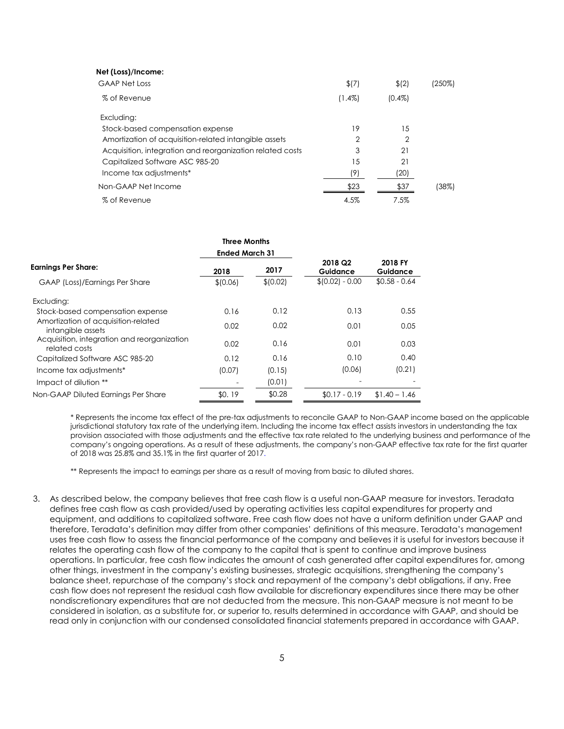| Net (Loss)/Income: | | | |
|---|---|---|---|
| GAAP Net Loss | $(7) | $(2) | (250%) |
| % of Revenue | (1.4%) | (0.4%) | |
| Excluding: | | | |
| Stock-based compensation expense | 19 | 15 | |
| Amortization of acquisition-related intangible assets | 2 | 2 | |
| Acquisition, integration and reorganization related costs | 3 | 21 | |
| Capitalized Software ASC 985-20 | 15 | 21 | |
| Income tax adjustments* | (9) | (20) | |
| Non-GAAP Net Income | $23 | $37 | (38%) |
| % of Revenue | 4.5% | 7.5% | |

| | Three Months Ended March 31 | | | |
|---|---|---|---|---|
| **Earnings Per Share:** | **2018** | **2017** | **2018 Q2 Guidance** | **2018 FY Guidance** |
| GAAP (Loss)/Earnings Per Share | $(0.06) | $(0.02) | $(0.02) - 0.00 | $0.58 - 0.64 |
| Excluding: | | | | |
| Stock-based compensation expense | 0.16 | 0.12 | 0.13 | 0.55 |
| Amortization of acquisition-related intangible assets | 0.02 | 0.02 | 0.01 | 0.05 |
| Acquisition, integration and reorganization related costs | 0.02 | 0.16 | 0.01 | 0.03 |
| Capitalized Software ASC 985-20 | 0.12 | 0.16 | 0.10 | 0.40 |
| Income tax adjustments* | (0.07) | (0.15) | (0.06) | (0.21) |
| Impact of dilution ** | - | (0.01) | - | - |
| Non-GAAP Diluted Earnings Per Share | $0. 19 | $0.28 | $0.17 - 0.19 | $1.40 – 1.46 |

* Represents the income tax effect of the pre-tax adjustments to reconcile GAAP to Non-GAAP income based on the applicable jurisdictional statutory tax rate of the underlying item. Including the income tax effect assists investors in understanding the tax provision associated with those adjustments and the effective tax rate related to the underlying business and performance of the company's ongoing operations. As a result of these adjustments, the company's non-GAAP effective tax rate for the first quarter of 2018 was 25.8% and 35.1% in the first quarter of 2017.

** Represents the impact to earnings per share as a result of moving from basic to diluted shares.

3. As described below, the company believes that free cash flow is a useful non-GAAP measure for investors. Teradata defines free cash flow as cash provided/used by operating activities less capital expenditures for property and equipment, and additions to capitalized software. Free cash flow does not have a uniform definition under GAAP and therefore, Teradata's definition may differ from other companies' definitions of this measure. Teradata's management uses free cash flow to assess the financial performance of the company and believes it is useful for investors because it relates the operating cash flow of the company to the capital that is spent to continue and improve business operations. In particular, free cash flow indicates the amount of cash generated after capital expenditures for, among other things, investment in the company's existing businesses, strategic acquisitions, strengthening the company's balance sheet, repurchase of the company's stock and repayment of the company's debt obligations, if any. Free cash flow does not represent the residual cash flow available for discretionary expenditures since there may be other nondiscretionary expenditures that are not deducted from the measure. This non-GAAP measure is not meant to be considered in isolation, as a substitute for, or superior to, results determined in accordance with GAAP, and should be read only in conjunction with our condensed consolidated financial statements prepared in accordance with GAAP.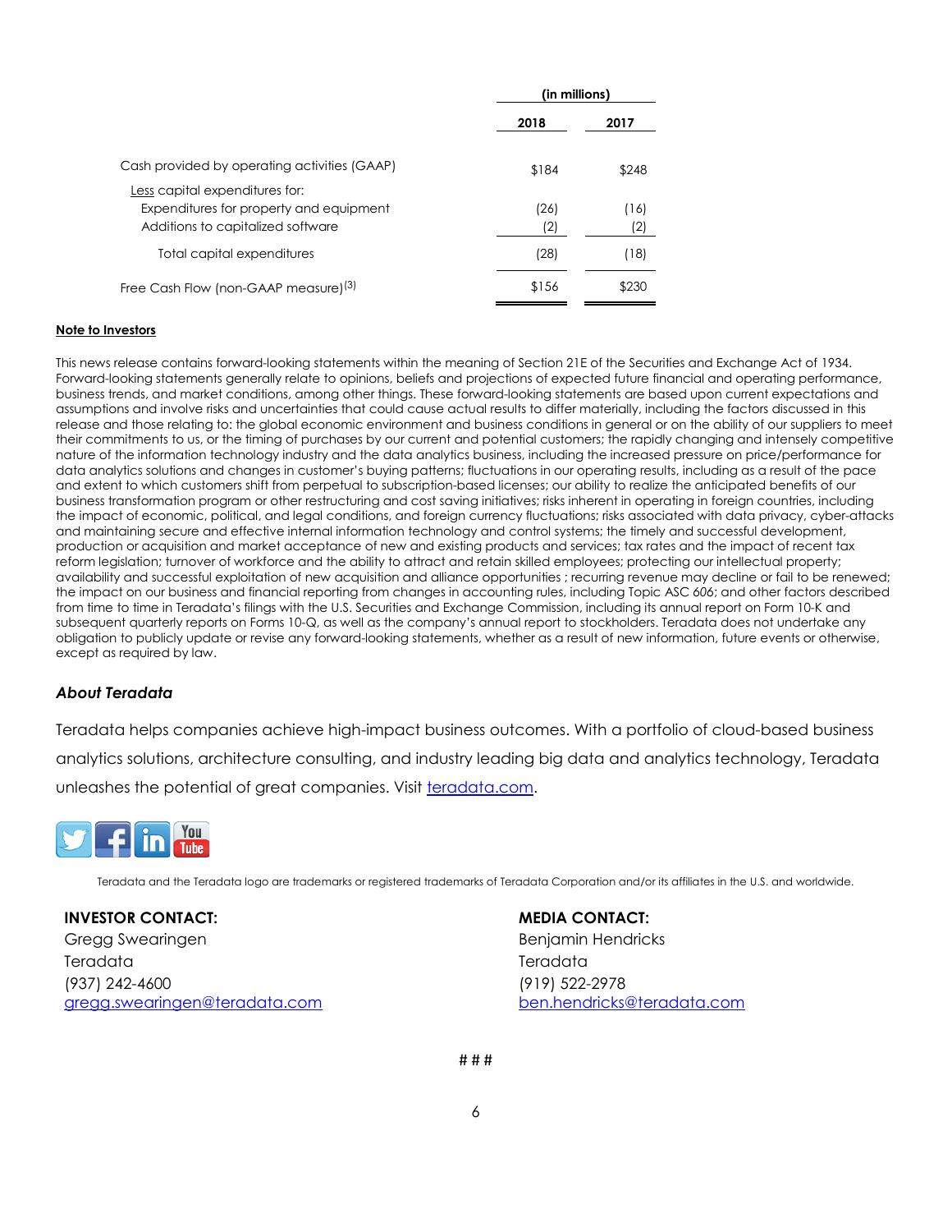| | (in millions) | |
|---|---|---|
| | 2018 | 2017 |
| Cash provided by operating activities (GAAP) | $184 | $248 |
| Less capital expenditures for: | | |
| Expenditures for property and equipment | (26) | (16) |
| Additions to capitalized software | (2) | (2) |
| Total capital expenditures | (28) | (18) |
| Free Cash Flow (non-GAAP measure)[3] | $156 | $230 |

**Note to Investors**

This news release contains forward-looking statements within the meaning of Section 21E of the Securities and Exchange Act of 1934. Forward-looking statements generally relate to opinions, beliefs and projections of expected future financial and operating performance, business trends, and market conditions, among other things. These forward-looking statements are based upon current expectations and assumptions and involve risks and uncertainties that could cause actual results to differ materially, including the factors discussed in this release and those relating to: the global economic environment and business conditions in general or on the ability of our suppliers to meet their commitments to us, or the timing of purchases by our current and potential customers; the rapidly changing and intensely competitive nature of the information technology industry and the data analytics business, including the increased pressure on price/performance for data analytics solutions and changes in customer's buying patterns; fluctuations in our operating results, including as a result of the pace and extent to which customers shift from perpetual to subscription-based licenses; our ability to realize the anticipated benefits of our business transformation program or other restructuring and cost saving initiatives; risks inherent in operating in foreign countries, including the impact of economic, political, and legal conditions, and foreign currency fluctuations; risks associated with data privacy, cyber-attacks and maintaining secure and effective internal information technology and control systems; the timely and successful development, production or acquisition and market acceptance of new and existing products and services; tax rates and the impact of recent tax reform legislation; turnover of workforce and the ability to attract and retain skilled employees; protecting our intellectual property; availability and successful exploitation of new acquisition and alliance opportunities ; recurring revenue may decline or fail to be renewed; the impact on our business and financial reporting from changes in accounting rules, including Topic ASC 606; and other factors described from time to time in Teradata's filings with the U.S. Securities and Exchange Commission, including its annual report on Form 10-K and subsequent quarterly reports on Forms 10-Q, as well as the company's annual report to stockholders. Teradata does not undertake any obligation to publicly update or revise any forward-looking statements, whether as a result of new information, future events or otherwise, except as required by law.

### *About Teradata*

Teradata helps companies achieve high-impact business outcomes. With a portfolio of cloud-based business analytics solutions, architecture consulting, and industry leading big data and analytics technology, Teradata unleashes the potential of great companies. Visit teradata.com.

Teradata and the Teradata logo are trademarks or registered trademarks of Teradata Corporation and/or its affiliates in the U.S. and worldwide.

**INVESTOR CONTACT:**
Gregg Swearingen
Teradata
(937) 242-4600
gregg.swearingen@teradata.com

**MEDIA CONTACT:**
Benjamin Hendricks
Teradata
(919) 522-2978
ben.hendricks@teradata.com

# # #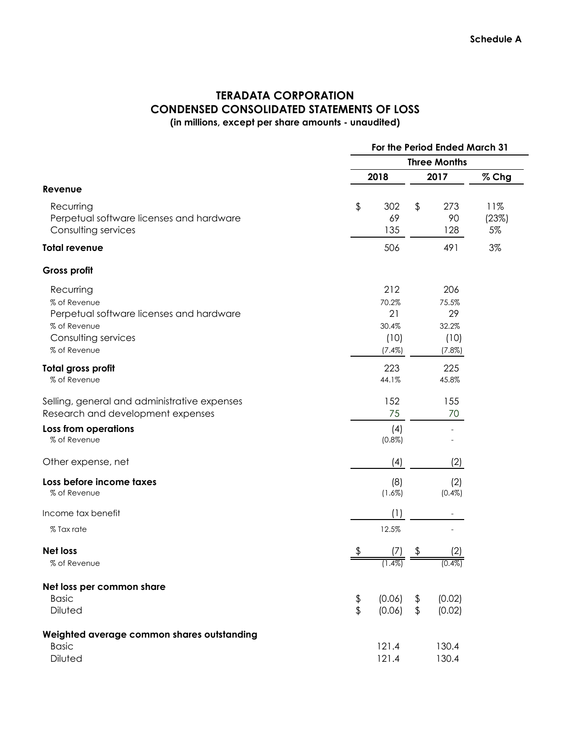**Schedule A**

# TERADATA CORPORATION
## CONDENSED CONSOLIDATED STATEMENTS OF LOSS
### (in millions, except per share amounts - unaudited)

| | For the Period Ended March 31 | | |
|---|---|---|---|
| | Three Months | | |
| | 2018 | 2017 | % Chg |
| **Revenue** | | | |
| Recurring | $ 302 | $ 273 | 11% |
| Perpetual software licenses and hardware | 69 | 90 | (23%) |
| Consulting services | 135 | 128 | 5% |
| **Total revenue** | 506 | 491 | 3% |
| **Gross profit** | | | |
| Recurring | 212 | 206 | |
| % of Revenue | 70.2% | 75.5% | |
| Perpetual software licenses and hardware | 21 | 29 | |
| % of Revenue | 30.4% | 32.2% | |
| Consulting services | (10) | (10) | |
| % of Revenue | (7.4%) | (7.8%) | |
| **Total gross profit** | 223 | 225 | |
| % of Revenue | 44.1% | 45.8% | |
| Selling, general and administrative expenses | 152 | 155 | |
| Research and development expenses | 75 | 70 | |
| **Loss from operations** | (4) | - | |
| % of Revenue | (0.8%) | - | |
| Other expense, net | (4) | (2) | |
| **Loss before income taxes** | (8) | (2) | |
| % of Revenue | (1.6%) | (0.4%) | |
| Income tax benefit | (1) | - | |
| % Tax rate | 12.5% | - | |
| **Net loss** | $ (7) | $ (2) | |
| % of Revenue | (1.4%) | (0.4%) | |
| **Net loss per common share** | | | |
| Basic | $ (0.06) | $ (0.02) | |
| Diluted | $ (0.06) | $ (0.02) | |
| **Weighted average common shares outstanding** | | | |
| Basic | 121.4 | 130.4 | |
| Diluted | 121.4 | 130.4 | |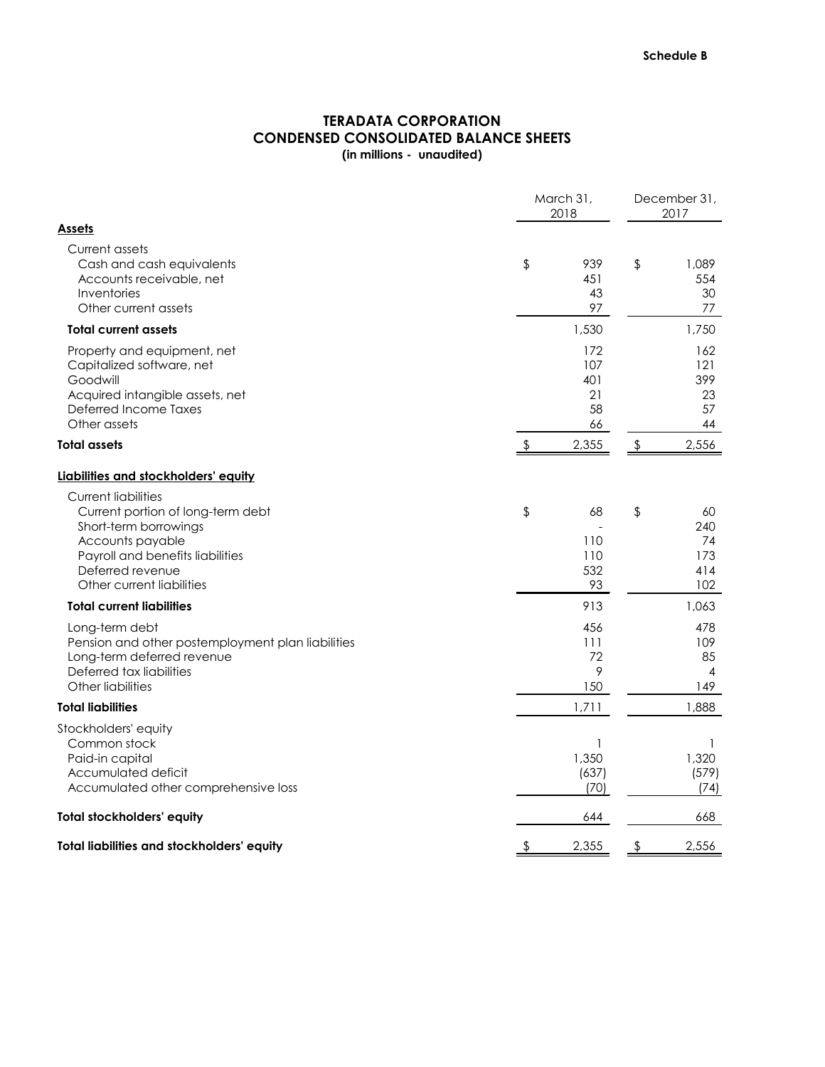**Schedule B**

# TERADATA CORPORATION
## CONDENSED CONSOLIDATED BALANCE SHEETS
**(in millions - unaudited)**

| | March 31, 2018 | December 31, 2017 |
|---|---|---|
| **Assets** | | |
| Current assets | | |
| Cash and cash equivalents | $ 939 | $ 1,089 |
| Accounts receivable, net | 451 | 554 |
| Inventories | 43 | 30 |
| Other current assets | 97 | 77 |
| **Total current assets** | 1,530 | 1,750 |
| Property and equipment, net | 172 | 162 |
| Capitalized software, net | 107 | 121 |
| Goodwill | 401 | 399 |
| Acquired intangible assets, net | 21 | 23 |
| Deferred Income Taxes | 58 | 57 |
| Other assets | 66 | 44 |
| **Total assets** | $ 2,355 | $ 2,556 |
| **Liabilities and stockholders' equity** | | |
| Current liabilities | | |
| Current portion of long-term debt | $ 68 | $ 60 |
| Short-term borrowings | - | 240 |
| Accounts payable | 110 | 74 |
| Payroll and benefits liabilities | 110 | 173 |
| Deferred revenue | 532 | 414 |
| Other current liabilities | 93 | 102 |
| **Total current liabilities** | 913 | 1,063 |
| Long-term debt | 456 | 478 |
| Pension and other postemployment plan liabilities | 111 | 109 |
| Long-term deferred revenue | 72 | 85 |
| Deferred tax liabilities | 9 | 4 |
| Other liabilities | 150 | 149 |
| **Total liabilities** | 1,711 | 1,888 |
| Stockholders' equity | | |
| Common stock | 1 | 1 |
| Paid-in capital | 1,350 | 1,320 |
| Accumulated deficit | (637) | (579) |
| Accumulated other comprehensive loss | (70) | (74) |
| **Total stockholders' equity** | 644 | 668 |
| **Total liabilities and stockholders' equity** | $ 2,355 | $ 2,556 |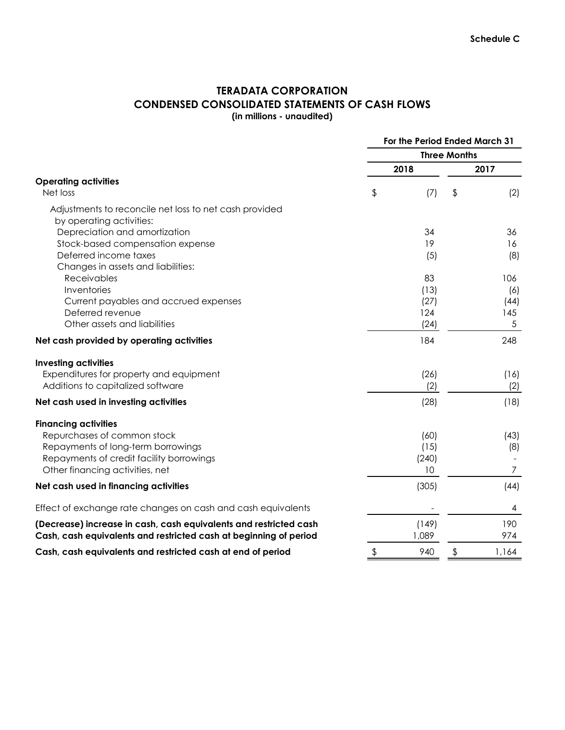Schedule C

# TERADATA CORPORATION
## CONDENSED CONSOLIDATED STATEMENTS OF CASH FLOWS
**(in millions - unaudited)**

| | For the Period Ended March 31 | |
|---|---|---|
| | Three Months | |
| | 2018 | 2017 |
| **Operating activities** | | |
| Net loss | $ (7) | $ (2) |
| Adjustments to reconcile net loss to net cash provided by operating activities: | | |
| Depreciation and amortization | 34 | 36 |
| Stock-based compensation expense | 19 | 16 |
| Deferred income taxes | (5) | (8) |
| Changes in assets and liabilities: | | |
| Receivables | 83 | 106 |
| Inventories | (13) | (6) |
| Current payables and accrued expenses | (27) | (44) |
| Deferred revenue | 124 | 145 |
| Other assets and liabilities | (24) | 5 |
| **Net cash provided by operating activities** | 184 | 248 |
| **Investing activities** | | |
| Expenditures for property and equipment | (26) | (16) |
| Additions to capitalized software | (2) | (2) |
| **Net cash used in investing activities** | (28) | (18) |
| **Financing activities** | | |
| Repurchases of common stock | (60) | (43) |
| Repayments of long-term borrowings | (15) | (8) |
| Repayments of credit facility borrowings | (240) | - |
| Other financing activities, net | 10 | 7 |
| **Net cash used in financing activities** | (305) | (44) |
| Effect of exchange rate changes on cash and cash equivalents | - | 4 |
| **(Decrease) increase in cash, cash equivalents and restricted cash** | (149) | 190 |
| **Cash, cash equivalents and restricted cash at beginning of period** | 1,089 | 974 |
| **Cash, cash equivalents and restricted cash at end of period** | $ 940 | $ 1,164 |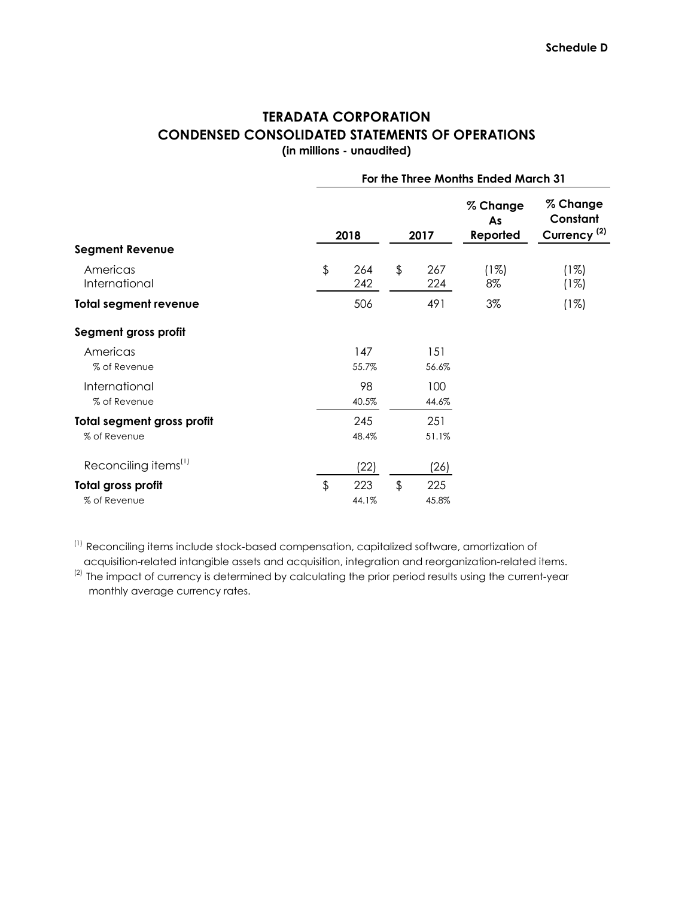Schedule D

# TERADATA CORPORATION
## CONDENSED CONSOLIDATED STATEMENTS OF OPERATIONS
**(in millions - unaudited)**

| | For the Three Months Ended March 31 | | | |
|---|---|---|---|---|
| | 2018 | 2017 | % Change As Reported | % Change Constant Currency [(2)] |
| **Segment Revenue** | | | | |
| Americas | $ 264 | $ 267 | (1%) | (1%) |
| International | 242 | 224 | 8% | (1%) |
| **Total segment revenue** | 506 | 491 | 3% | (1%) |
| **Segment gross profit** | | | | |
| Americas | 147 | 151 | | |
| % of Revenue | 55.7% | 56.6% | | |
| International | 98 | 100 | | |
| % of Revenue | 40.5% | 44.6% | | |
| **Total segment gross profit** | 245 | 251 | | |
| % of Revenue | 48.4% | 51.1% | | |
| Reconciling items[(1)] | (22) | (26) | | |
| **Total gross profit** | $ 223 | $ 225 | | |
| % of Revenue | 44.1% | 45.8% | | |

(1) Reconciling items include stock-based compensation, capitalized software, amortization of acquisition-related intangible assets and acquisition, integration and reorganization-related items.

(2) The impact of currency is determined by calculating the prior period results using the current-year monthly average currency rates.